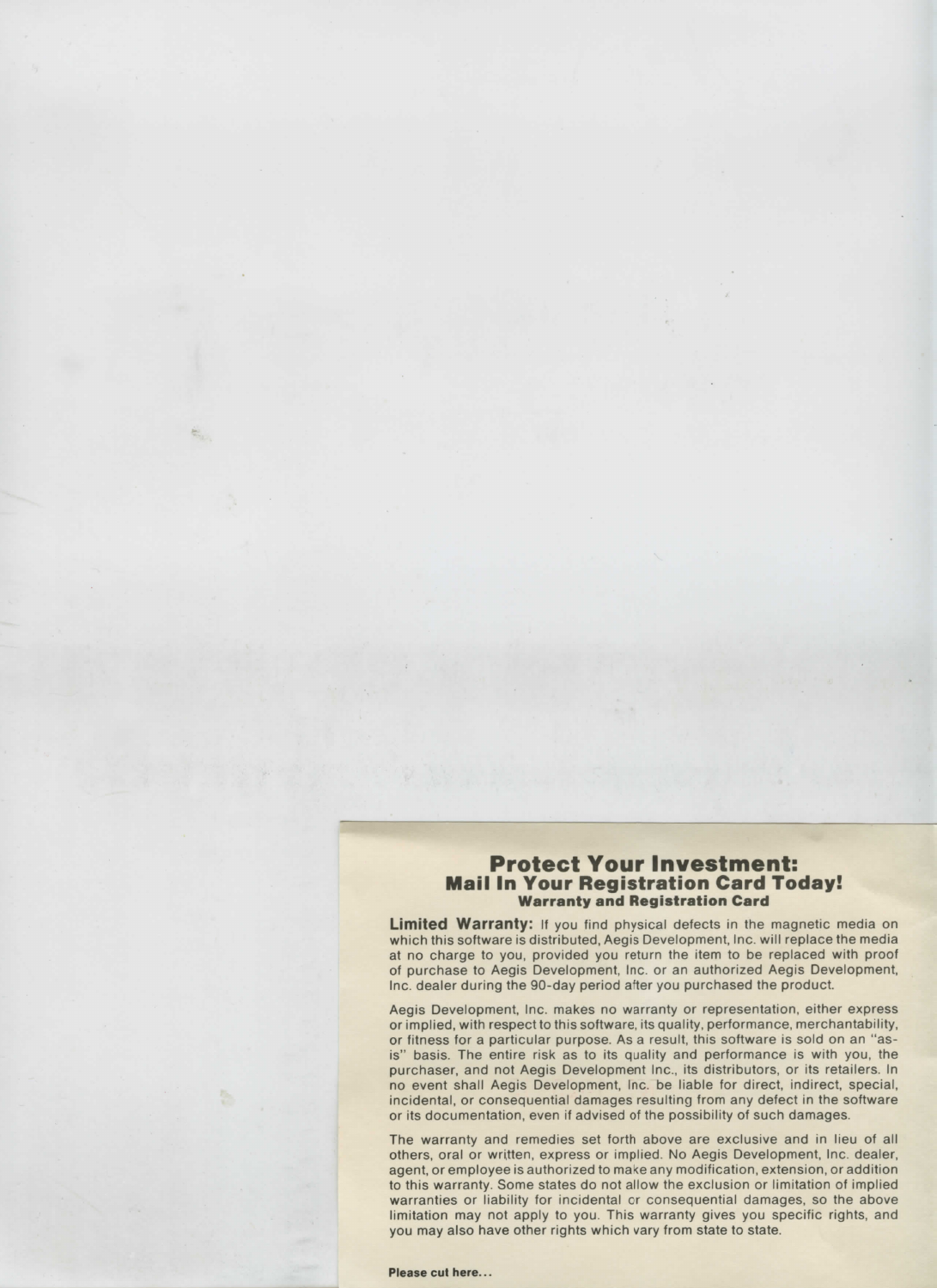# Protect Your Investment:

## Mail In Your Registration Card Today!

### Warranty and Registration Card

**Limited Warranty:** If you find physical defects in the magnetic media on which this software is distributed, Aegis Development, Inc. will replace the media at no charge to you, provided you return the item to be replaced with proof of purchase to Aegis Development, Inc. or an authorized Aegis Development, Inc. dealer during the 90-day period after you purchased the product.

Aegis Development, Inc. makes no warranty or representation, either express or implied, with respect to this software, its quality, performance, merchantability, or fitness for a particular purpose. As a result, this software is sold on an "as-is" basis. The entire risk as to its quality and performance is with you, the purchaser, and not Aegis Development Inc., its distributors, or its retailers. In no event shall Aegis Development, Inc. be liable for direct, indirect, special, incidental, or consequential damages resulting from any defect in the software or its documentation, even if advised of the possibility of such damages.

The warranty and remedies set forth above are exclusive and in lieu of all others, oral or written, express or implied. No Aegis Development, Inc. dealer, agent, or employee is authorized to make any modification, extension, or addition to this warranty. Some states do not allow the exclusion or limitation of implied warranties or liability for incidental or consequential damages, so the above limitation may not apply to you. This warranty gives you specific rights, and you may also have other rights which vary from state to state.

**Please cut here...**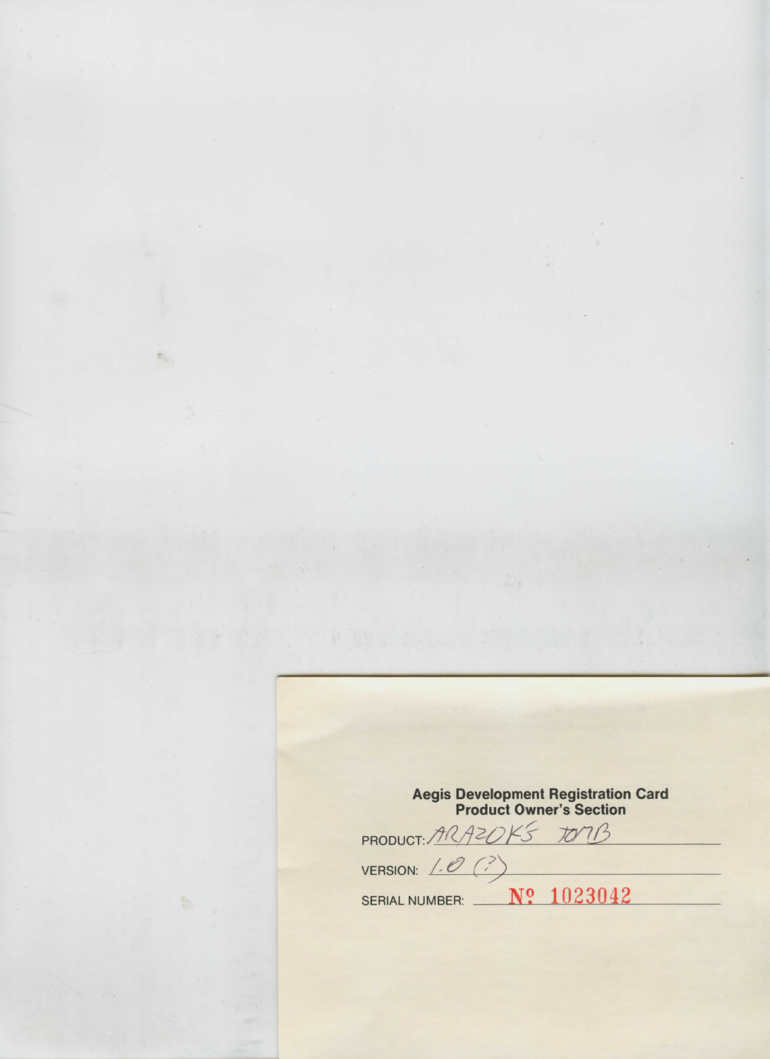**Aegis Development Registration Card**
**Product Owner's Section**

PRODUCT: ARAZOK'S TOMB

VERSION: 1.0 (?)

SERIAL NUMBER: № 1023042